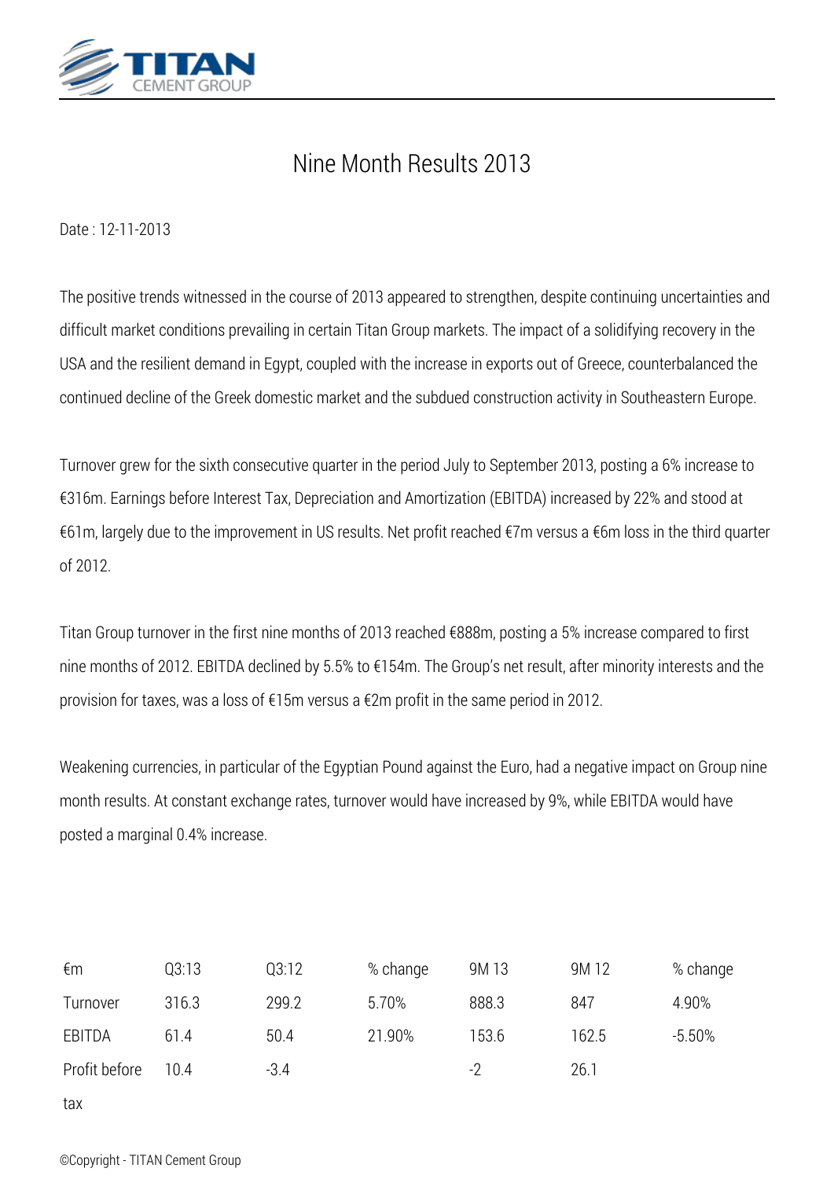# Nine Month Results 2013

Date : 12-11-2013

The positive trends witnessed in the course of 2013 appeared to strengthen, despite continuing uncertainties and difficult market conditions prevailing in certain Titan Group markets. The impact of a solidifying recovery in the USA and the resilient demand in Egypt, coupled with the increase in exports out of Greece, counterbalanced the continued decline of the Greek domestic market and the subdued construction activity in Southeastern Europe.

Turnover grew for the sixth consecutive quarter in the period July to September 2013, posting a 6% increase to €316m. Earnings before Interest Tax, Depreciation and Amortization (EBITDA) increased by 22% and stood at €61m, largely due to the improvement in US results. Net profit reached €7m versus a €6m loss in the third quarter of 2012.

Titan Group turnover in the first nine months of 2013 reached €888m, posting a 5% increase compared to first nine months of 2012. EBITDA declined by 5.5% to €154m. The Group's net result, after minority interests and the provision for taxes, was a loss of €15m versus a €2m profit in the same period in 2012.

Weakening currencies, in particular of the Egyptian Pound against the Euro, had a negative impact on Group nine month results. At constant exchange rates, turnover would have increased by 9%, while EBITDA would have posted a marginal 0.4% increase.

| €m | Q3:13 | Q3:12 | % change | 9M 13 | 9M 12 | % change |
|---|---|---|---|---|---|---|
| Turnover | 316.3 | 299.2 | 5.70% | 888.3 | 847 | 4.90% |
| EBITDA | 61.4 | 50.4 | 21.90% | 153.6 | 162.5 | -5.50% |
| Profit before tax | 10.4 | -3.4 | | -2 | 26.1 | |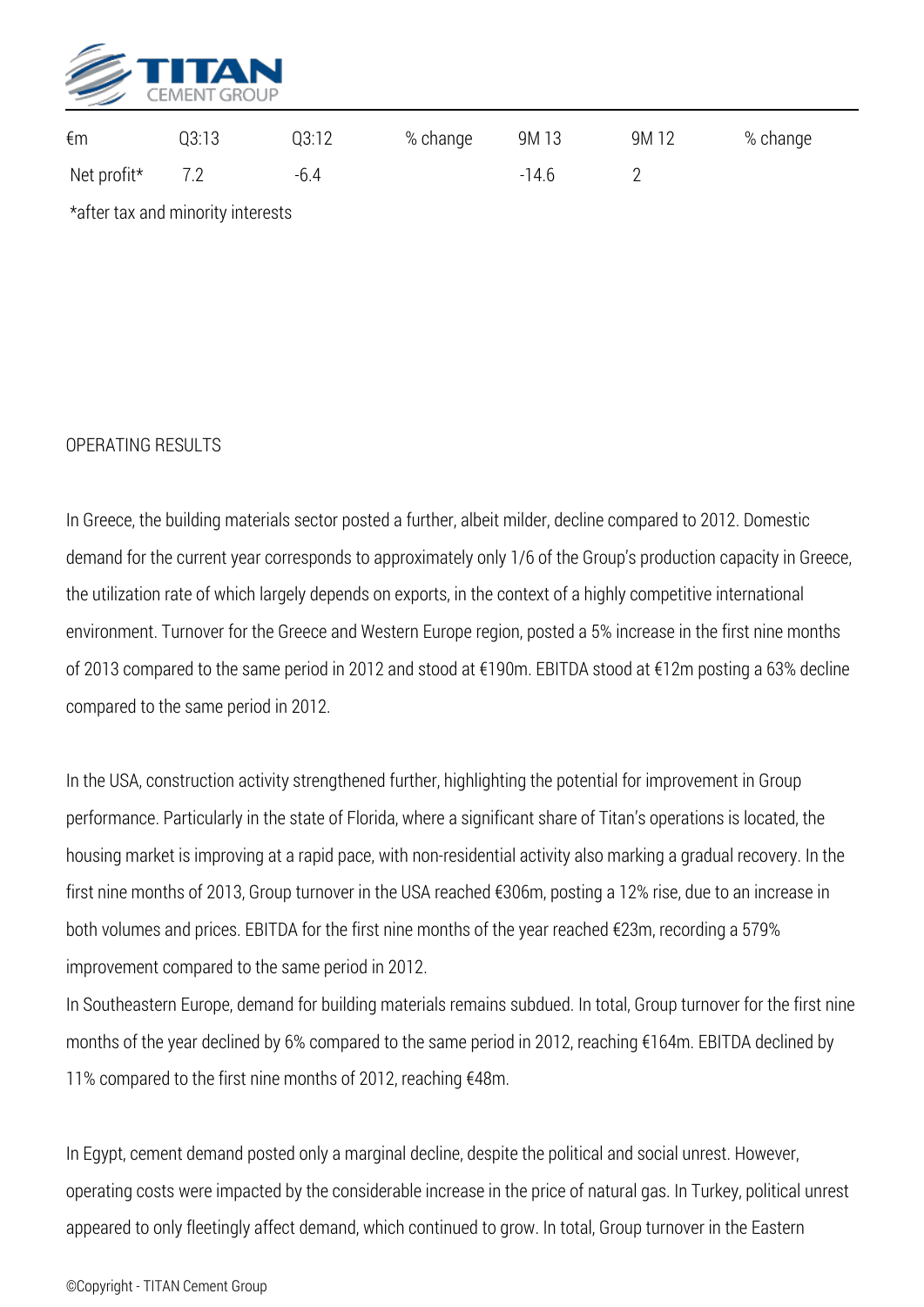| €m | Q3:13 | Q3:12 | % change | 9M 13 | 9M 12 | % change |
|---|---|---|---|---|---|---|
| Net profit* | 7.2 | -6.4 | | -14.6 | 2 | |

*after tax and minority interests

OPERATING RESULTS

In Greece, the building materials sector posted a further, albeit milder, decline compared to 2012. Domestic demand for the current year corresponds to approximately only 1/6 of the Group's production capacity in Greece, the utilization rate of which largely depends on exports, in the context of a highly competitive international environment. Turnover for the Greece and Western Europe region, posted a 5% increase in the first nine months of 2013 compared to the same period in 2012 and stood at €190m. EBITDA stood at €12m posting a 63% decline compared to the same period in 2012.

In the USA, construction activity strengthened further, highlighting the potential for improvement in Group performance. Particularly in the state of Florida, where a significant share of Titan's operations is located, the housing market is improving at a rapid pace, with non-residential activity also marking a gradual recovery. In the first nine months of 2013, Group turnover in the USA reached €306m, posting a 12% rise, due to an increase in both volumes and prices. EBITDA for the first nine months of the year reached €23m, recording a 579% improvement compared to the same period in 2012.

In Southeastern Europe, demand for building materials remains subdued. In total, Group turnover for the first nine months of the year declined by 6% compared to the same period in 2012, reaching €164m. EBITDA declined by 11% compared to the first nine months of 2012, reaching €48m.

In Egypt, cement demand posted only a marginal decline, despite the political and social unrest. However, operating costs were impacted by the considerable increase in the price of natural gas. In Turkey, political unrest appeared to only fleetingly affect demand, which continued to grow. In total, Group turnover in the Eastern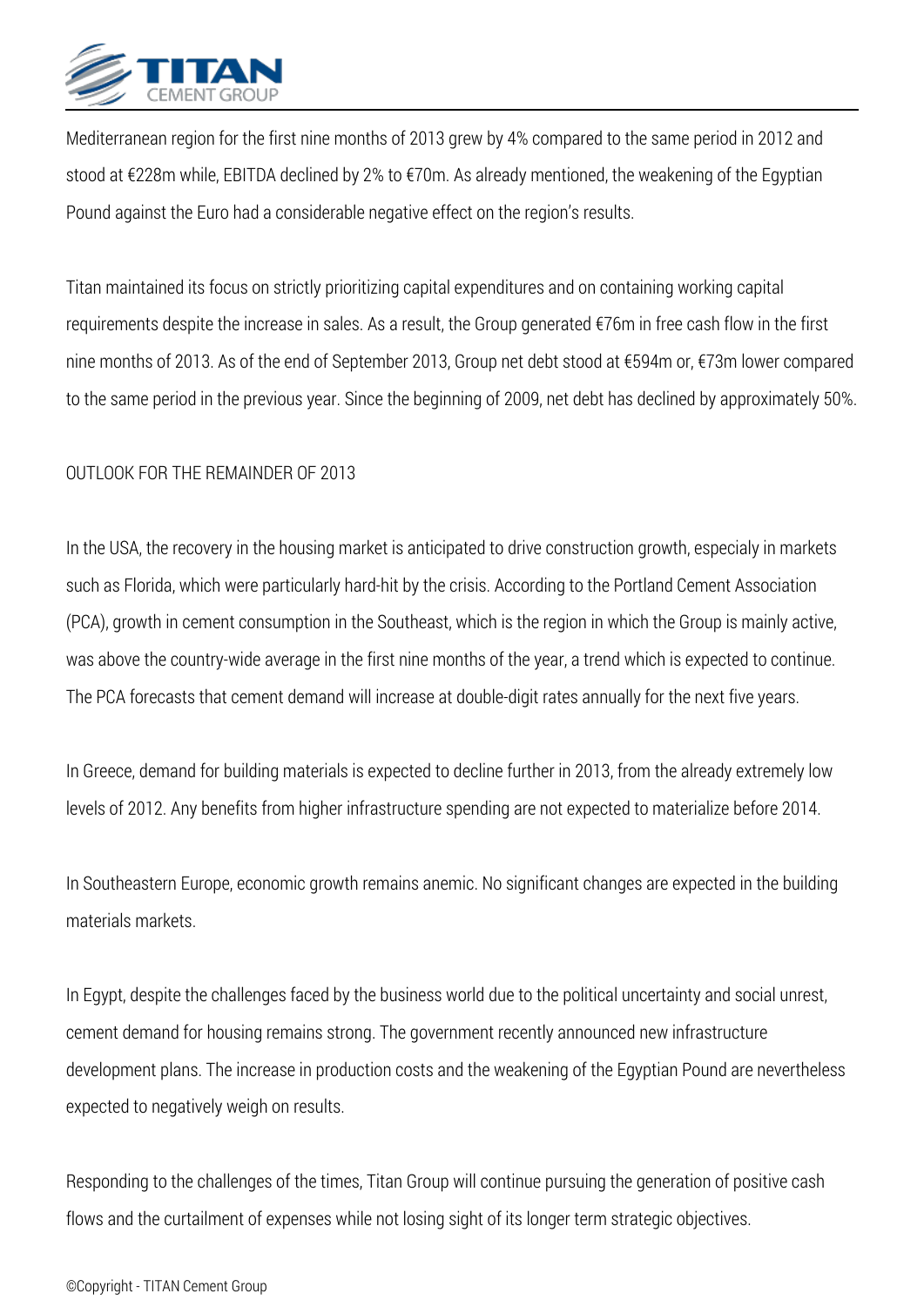Mediterranean region for the first nine months of 2013 grew by 4% compared to the same period in 2012 and stood at €228m while, EBITDA declined by 2% to €70m. As already mentioned, the weakening of the Egyptian Pound against the Euro had a considerable negative effect on the region's results.

Titan maintained its focus on strictly prioritizing capital expenditures and on containing working capital requirements despite the increase in sales. As a result, the Group generated €76m in free cash flow in the first nine months of 2013. As of the end of September 2013, Group net debt stood at €594m or, €73m lower compared to the same period in the previous year. Since the beginning of 2009, net debt has declined by approximately 50%.

## OUTLOOK FOR THE REMAINDER OF 2013

In the USA, the recovery in the housing market is anticipated to drive construction growth, especialy in markets such as Florida, which were particularly hard-hit by the crisis. According to the Portland Cement Association (PCA), growth in cement consumption in the Southeast, which is the region in which the Group is mainly active, was above the country-wide average in the first nine months of the year, a trend which is expected to continue. The PCA forecasts that cement demand will increase at double-digit rates annually for the next five years.

In Greece, demand for building materials is expected to decline further in 2013, from the already extremely low levels of 2012. Any benefits from higher infrastructure spending are not expected to materialize before 2014.

In Southeastern Europe, economic growth remains anemic. No significant changes are expected in the building materials markets.

In Egypt, despite the challenges faced by the business world due to the political uncertainty and social unrest, cement demand for housing remains strong. The government recently announced new infrastructure development plans. The increase in production costs and the weakening of the Egyptian Pound are nevertheless expected to negatively weigh on results.

Responding to the challenges of the times, Titan Group will continue pursuing the generation of positive cash flows and the curtailment of expenses while not losing sight of its longer term strategic objectives.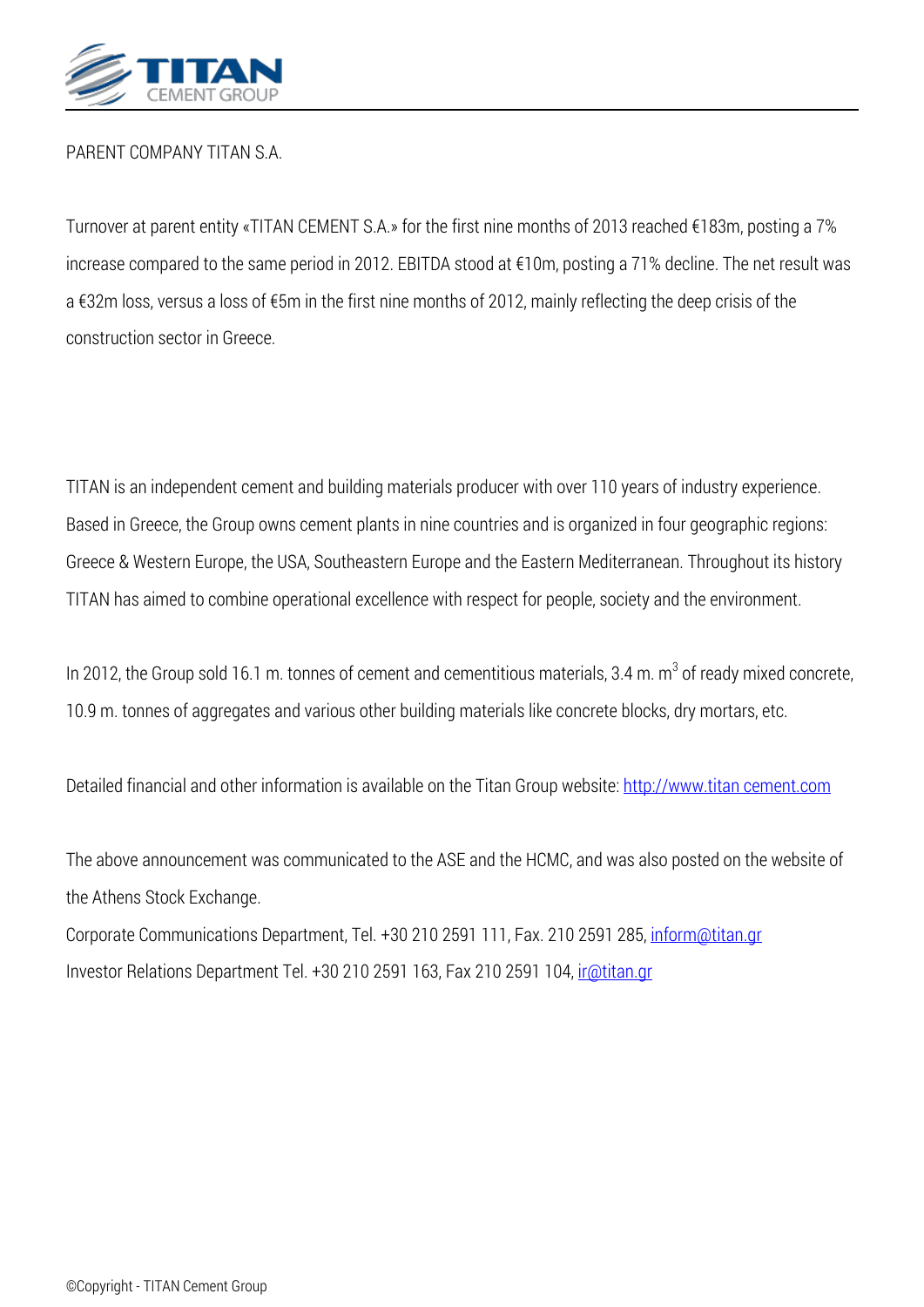PARENT COMPANY TITAN S.A.

Turnover at parent entity «TITAN CEMENT S.A.» for the first nine months of 2013 reached €183m, posting a 7% increase compared to the same period in 2012. EBITDA stood at €10m, posting a 71% decline. The net result was a €32m loss, versus a loss of €5m in the first nine months of 2012, mainly reflecting the deep crisis of the construction sector in Greece.

TITAN is an independent cement and building materials producer with over 110 years of industry experience. Based in Greece, the Group owns cement plants in nine countries and is organized in four geographic regions: Greece & Western Europe, the USA, Southeastern Europe and the Eastern Mediterranean. Throughout its history TITAN has aimed to combine operational excellence with respect for people, society and the environment.

In 2012, the Group sold 16.1 m. tonnes of cement and cementitious materials, 3.4 m. $m^3$ of ready mixed concrete, 10.9 m. tonnes of aggregates and various other building materials like concrete blocks, dry mortars, etc.

Detailed financial and other information is available on the Titan Group website: http://www.titan cement.com

The above announcement was communicated to the ASE and the HCMC, and was also posted on the website of the Athens Stock Exchange.

Corporate Communications Department, Tel. +30 210 2591 111, Fax. 210 2591 285, inform@titan.gr

Investor Relations Department Tel. +30 210 2591 163, Fax 210 2591 104, ir@titan.gr